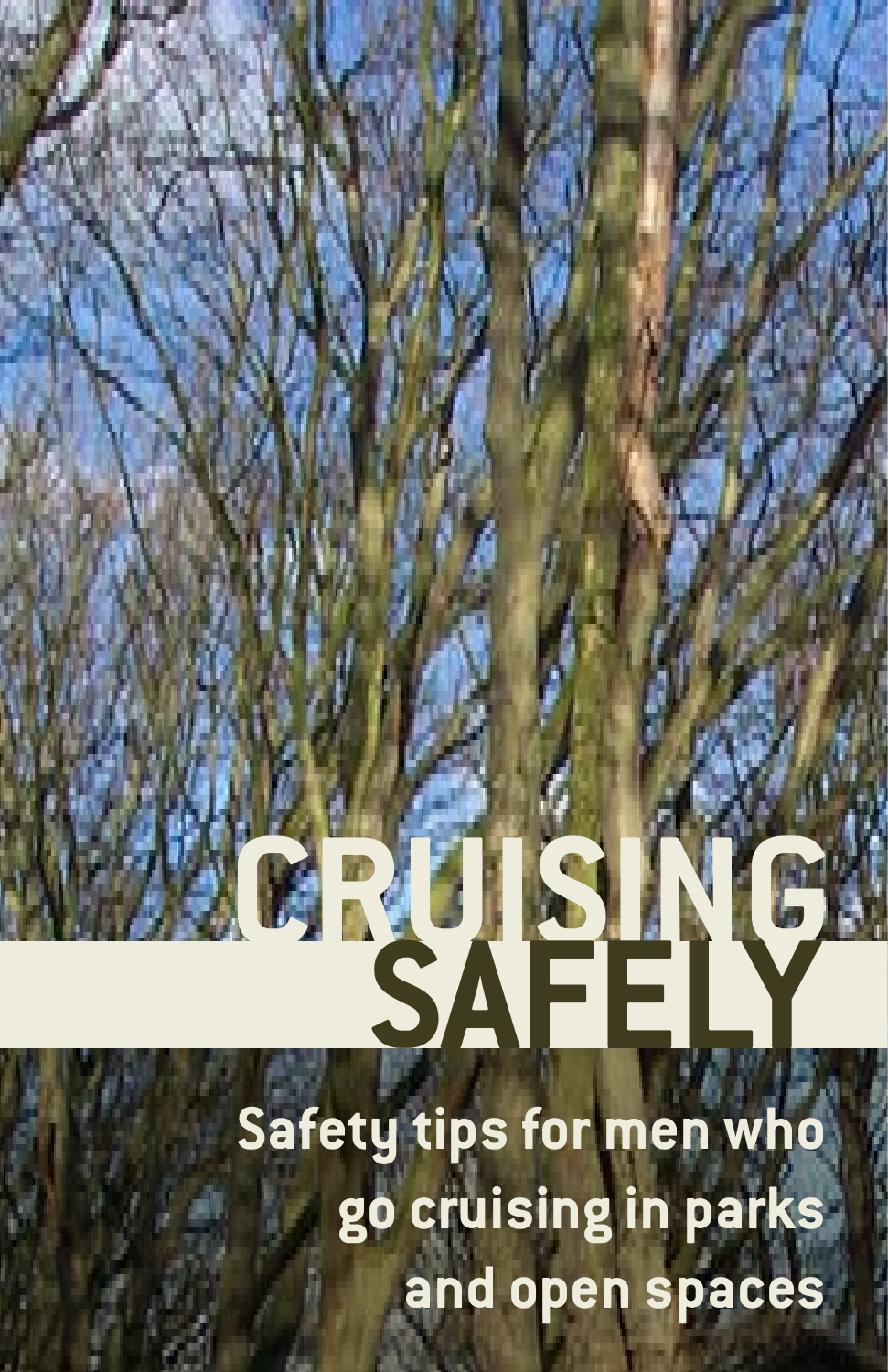# CRUISING SAFELY

Safety tips for men who go cruising in parks and open spaces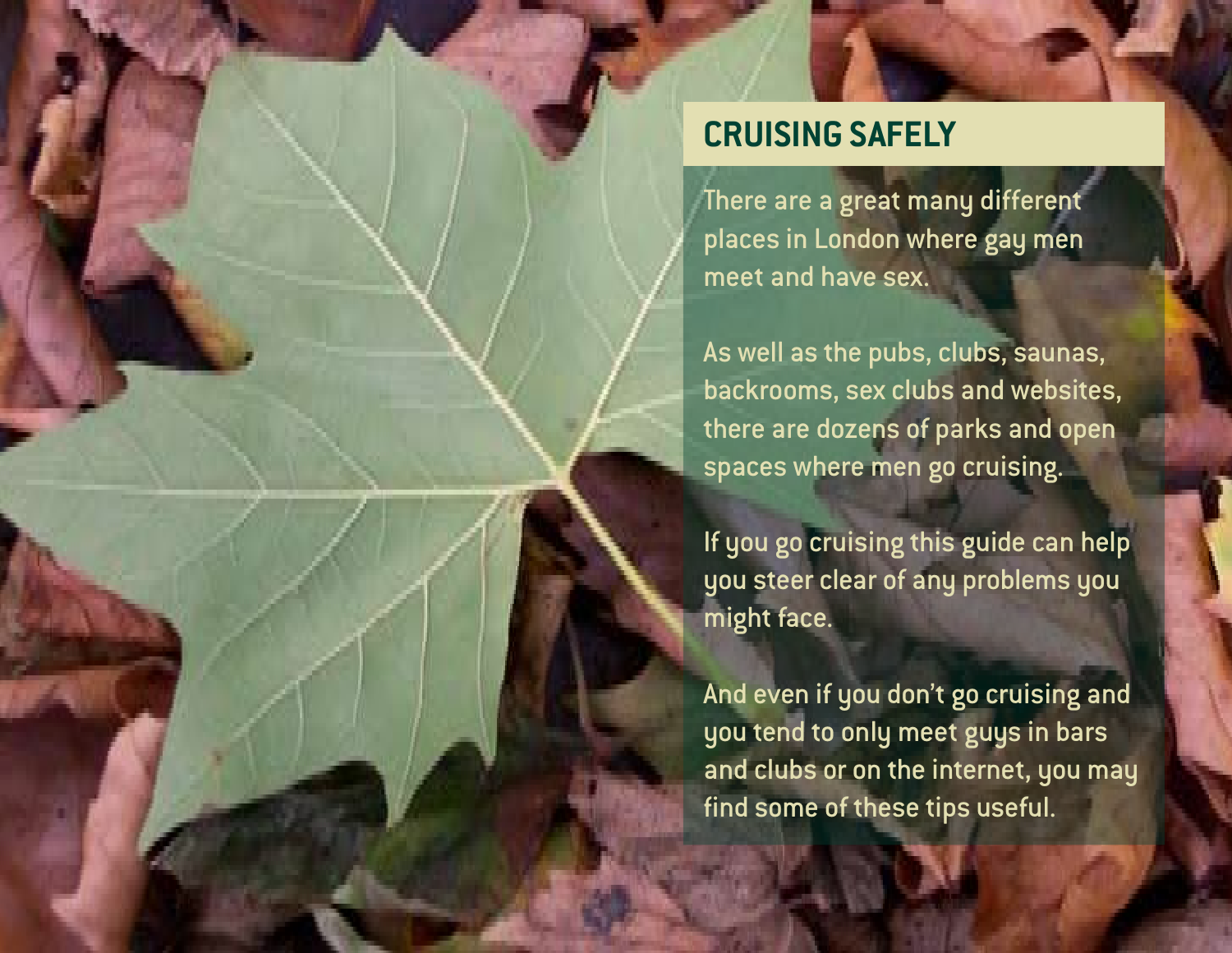## CRUISING SAFELY

There are a great many different places in London where gay men meet and have sex.

As well as the pubs, clubs, saunas, backrooms, sex clubs and websites, there are dozens of parks and open spaces where men go cruising.

If you go cruising this guide can help you steer clear of any problems you might face.

And even if you don't go cruising and you tend to only meet guys in bars and clubs or on the internet, you may find some of these tips useful.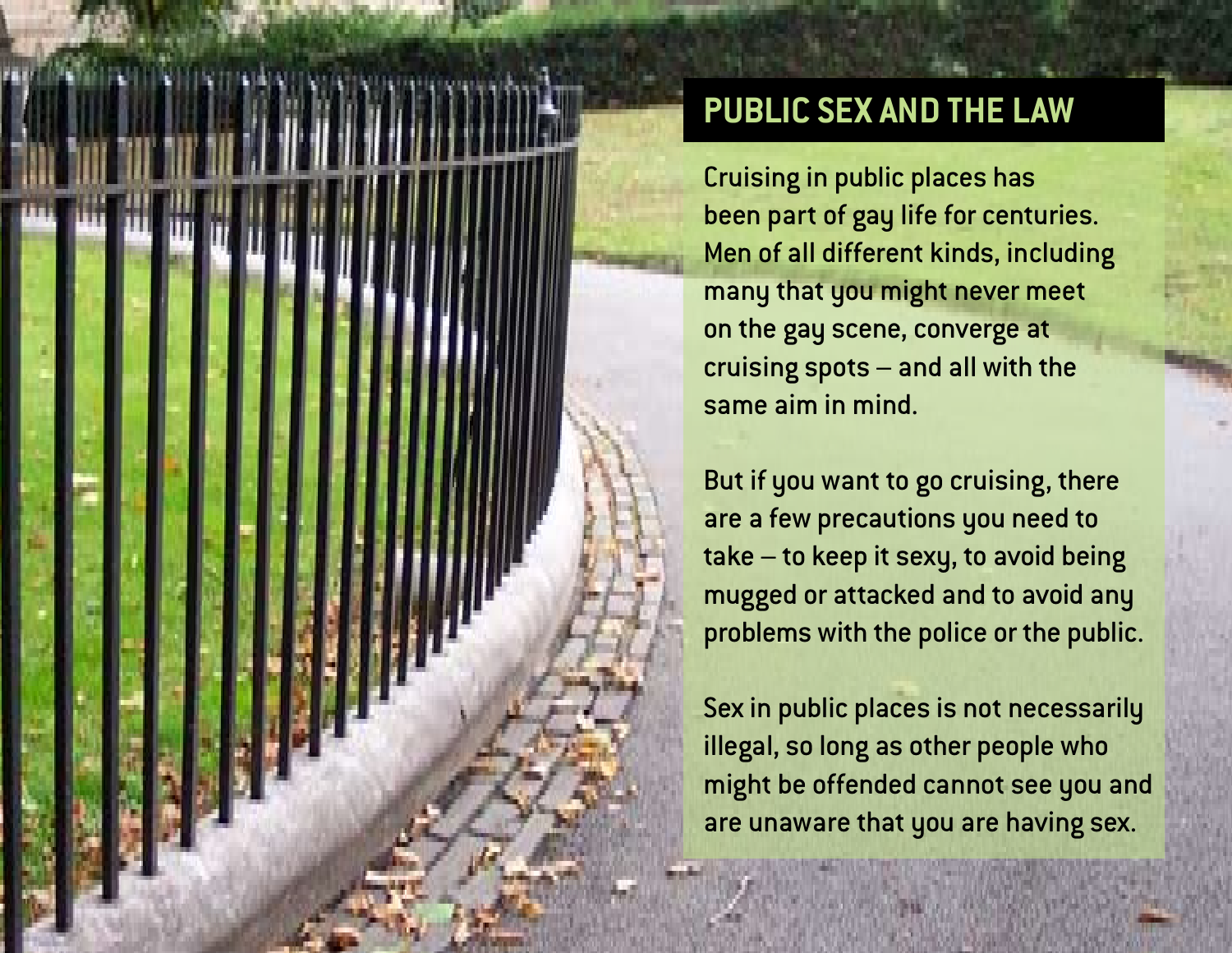# PUBLIC SEX AND THE LAW

Cruising in public places has been part of gay life for centuries. Men of all different kinds, including many that you might never meet on the gay scene, converge at cruising spots – and all with the same aim in mind.

But if you want to go cruising, there are a few precautions you need to take – to keep it sexy, to avoid being mugged or attacked and to avoid any problems with the police or the public.

Sex in public places is not necessarily illegal, so long as other people who might be offended cannot see you and are unaware that you are having sex.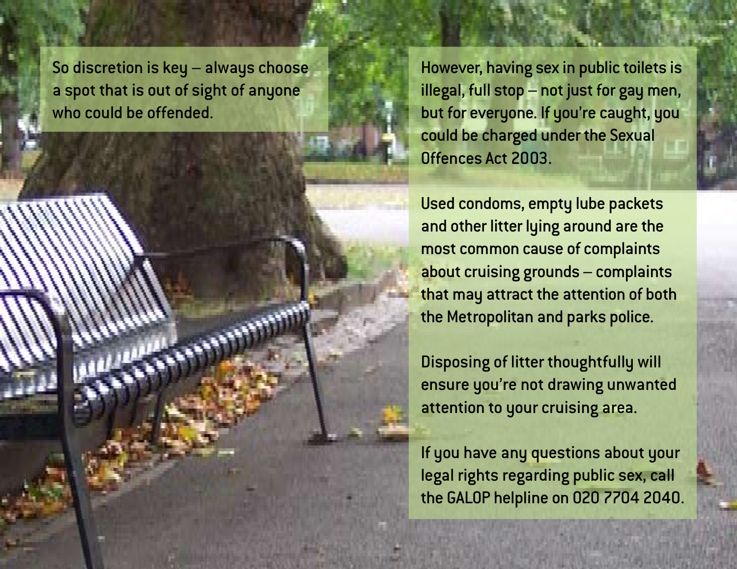So discretion is key – always choose a spot that is out of sight of anyone who could be offended.

However, having sex in public toilets is illegal, full stop – not just for gay men, but for everyone. If you're caught, you could be charged under the Sexual Offences Act 2003.

Used condoms, empty lube packets and other litter lying around are the most common cause of complaints about cruising grounds – complaints that may attract the attention of both the Metropolitan and parks police.

Disposing of litter thoughtfully will ensure you're not drawing unwanted attention to your cruising area.

If you have any questions about your legal rights regarding public sex, call the GALOP helpline on 020 7704 2040.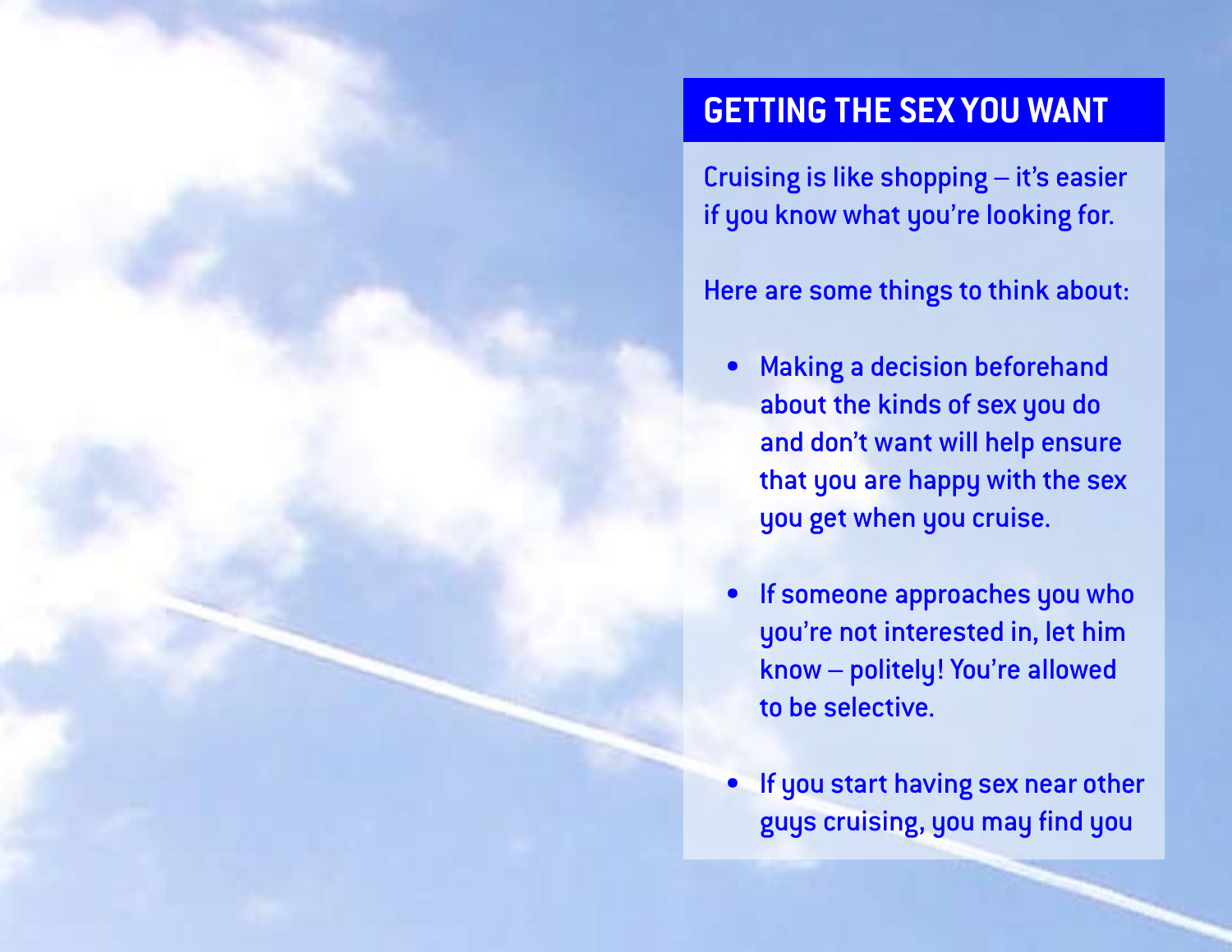## GETTING THE SEX YOU WANT

Cruising is like shopping – it's easier if you know what you're looking for.

Here are some things to think about:

- Making a decision beforehand about the kinds of sex you do and don't want will help ensure that you are happy with the sex you get when you cruise.
- If someone approaches you who you're not interested in, let him know – politely! You're allowed to be selective.
- If you start having sex near other guys cruising, you may find you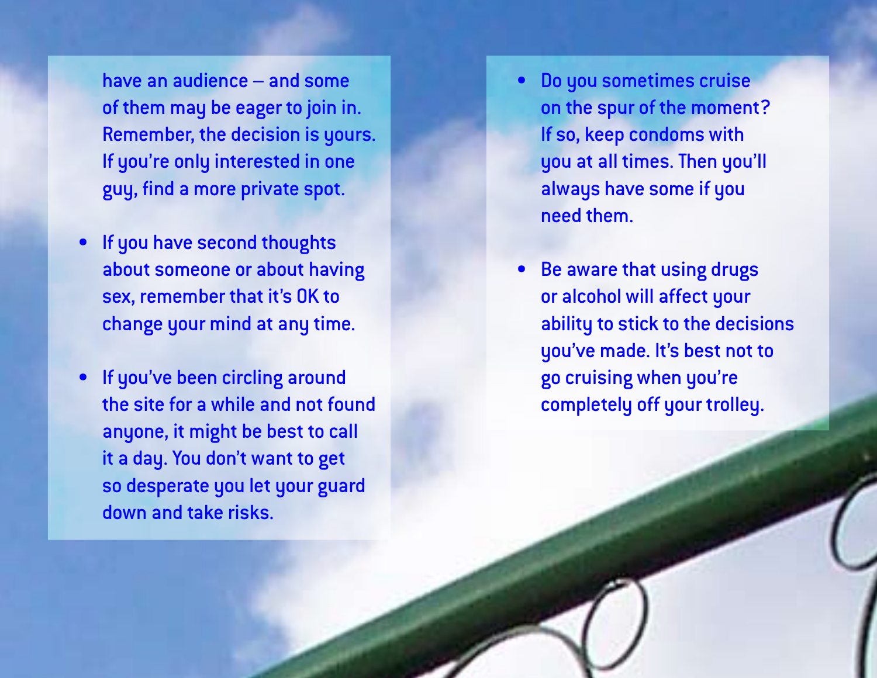have an audience – and some of them may be eager to join in. Remember, the decision is yours. If you're only interested in one guy, find a more private spot.

- If you have second thoughts about someone or about having sex, remember that it's OK to change your mind at any time.
- If you've been circling around the site for a while and not found anyone, it might be best to call it a day. You don't want to get so desperate you let your guard down and take risks.
- Do you sometimes cruise on the spur of the moment? If so, keep condoms with you at all times. Then you'll always have some if you need them.
- Be aware that using drugs or alcohol will affect your ability to stick to the decisions you've made. It's best not to go cruising when you're completely off your trolley.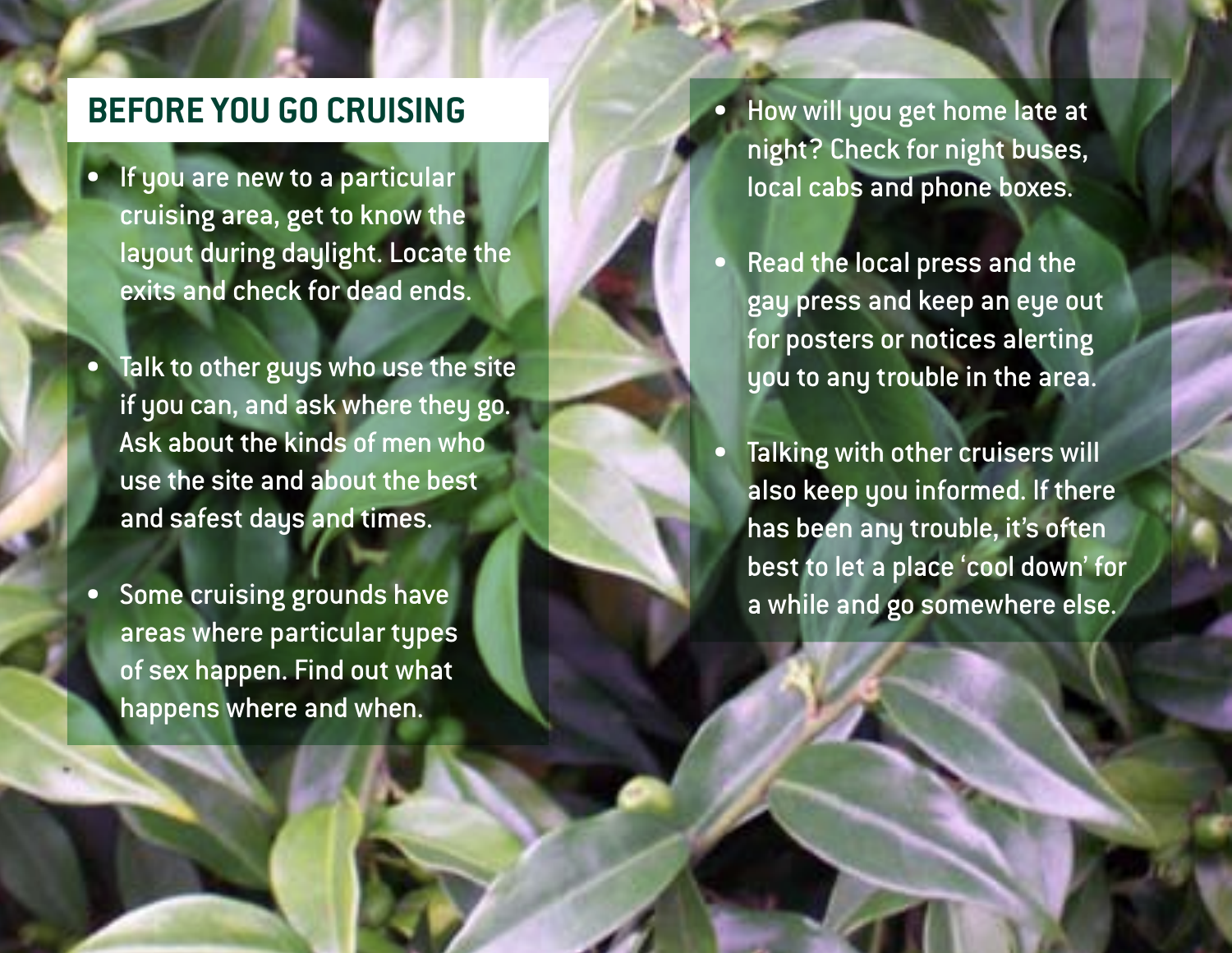## BEFORE YOU GO CRUISING

- If you are new to a particular cruising area, get to know the layout during daylight. Locate the exits and check for dead ends.

- Talk to other guys who use the site if you can, and ask where they go. Ask about the kinds of men who use the site and about the best and safest days and times.

- Some cruising grounds have areas where particular types of sex happen. Find out what happens where and when.

- How will you get home late at night? Check for night buses, local cabs and phone boxes.

- Read the local press and the gay press and keep an eye out for posters or notices alerting you to any trouble in the area.

- Talking with other cruisers will also keep you informed. If there has been any trouble, it's often best to let a place 'cool down' for a while and go somewhere else.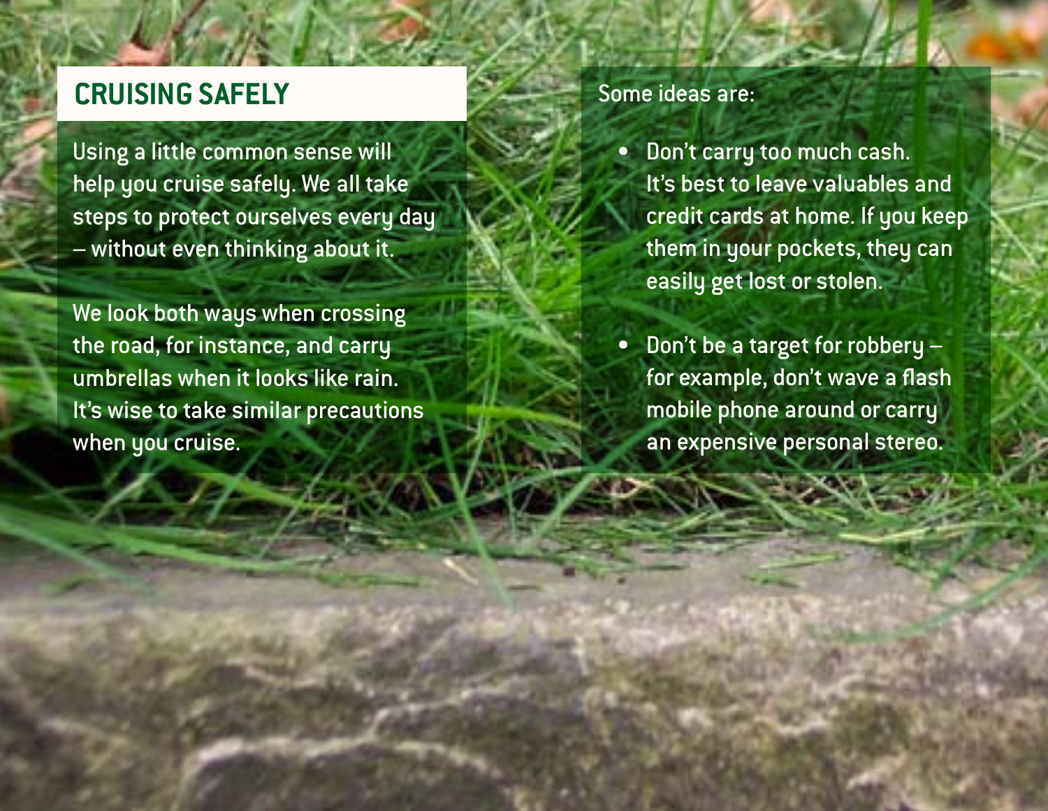## CRUISING SAFELY

Using a little common sense will help you cruise safely. We all take steps to protect ourselves every day – without even thinking about it.

We look both ways when crossing the road, for instance, and carry umbrellas when it looks like rain. It's wise to take similar precautions when you cruise.

Some ideas are:

- Don't carry too much cash. It's best to leave valuables and credit cards at home. If you keep them in your pockets, they can easily get lost or stolen.
- Don't be a target for robbery – for example, don't wave a flash mobile phone around or carry an expensive personal stereo.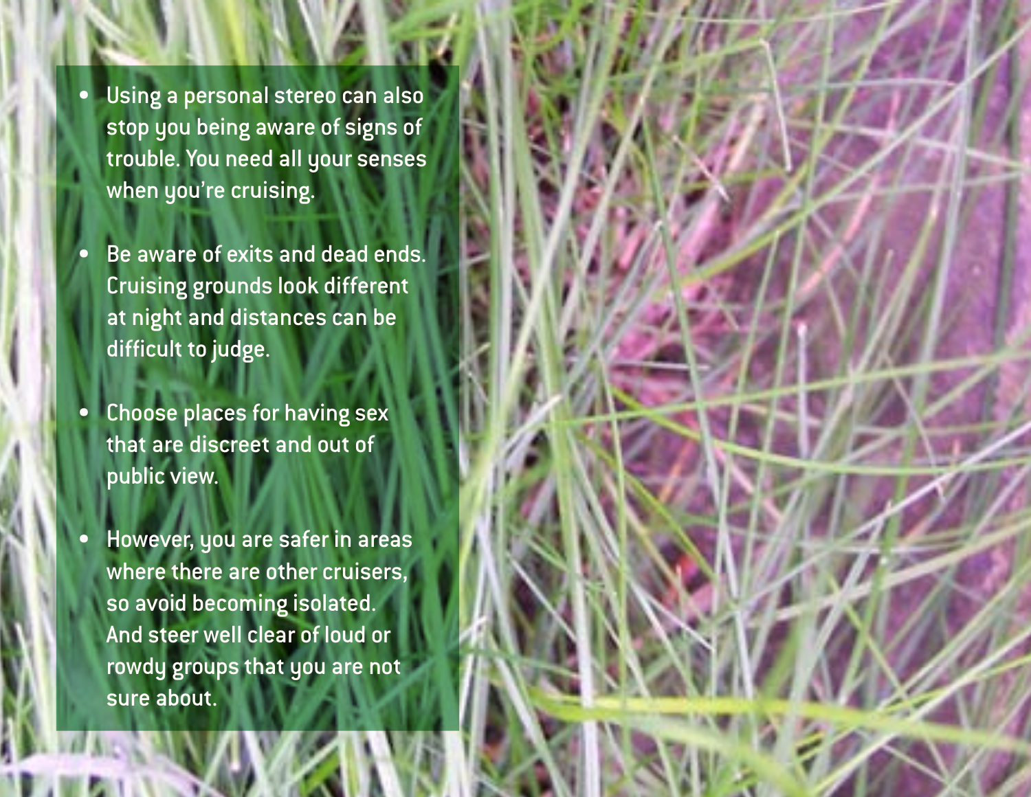- Using a personal stereo can also stop you being aware of signs of trouble. You need all your senses when you're cruising.

- Be aware of exits and dead ends. Cruising grounds look different at night and distances can be difficult to judge.

- Choose places for having sex that are discreet and out of public view.

- However, you are safer in areas where there are other cruisers, so avoid becoming isolated. And steer well clear of loud or rowdy groups that you are not sure about.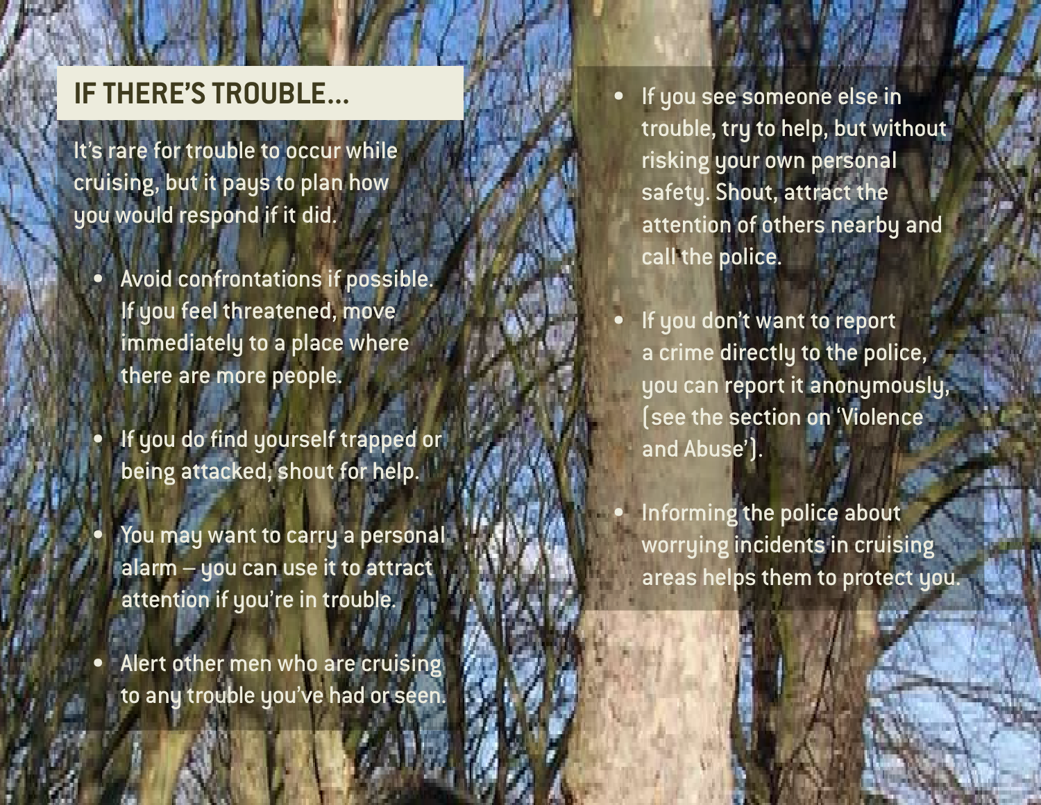## IF THERE'S TROUBLE...

It's rare for trouble to occur while cruising, but it pays to plan how you would respond if it did.

- Avoid confrontations if possible. If you feel threatened, move immediately to a place where there are more people.
- If you do find yourself trapped or being attacked, shout for help.
- You may want to carry a personal alarm – you can use it to attract attention if you're in trouble.
- Alert other men who are cruising to any trouble you've had or seen.
- If you see someone else in trouble, try to help, but without risking your own personal safety. Shout, attract the attention of others nearby and call the police.
- If you don't want to report a crime directly to the police, you can report it anonymously, (see the section on 'Violence and Abuse').
- Informing the police about worrying incidents in cruising areas helps them to protect you.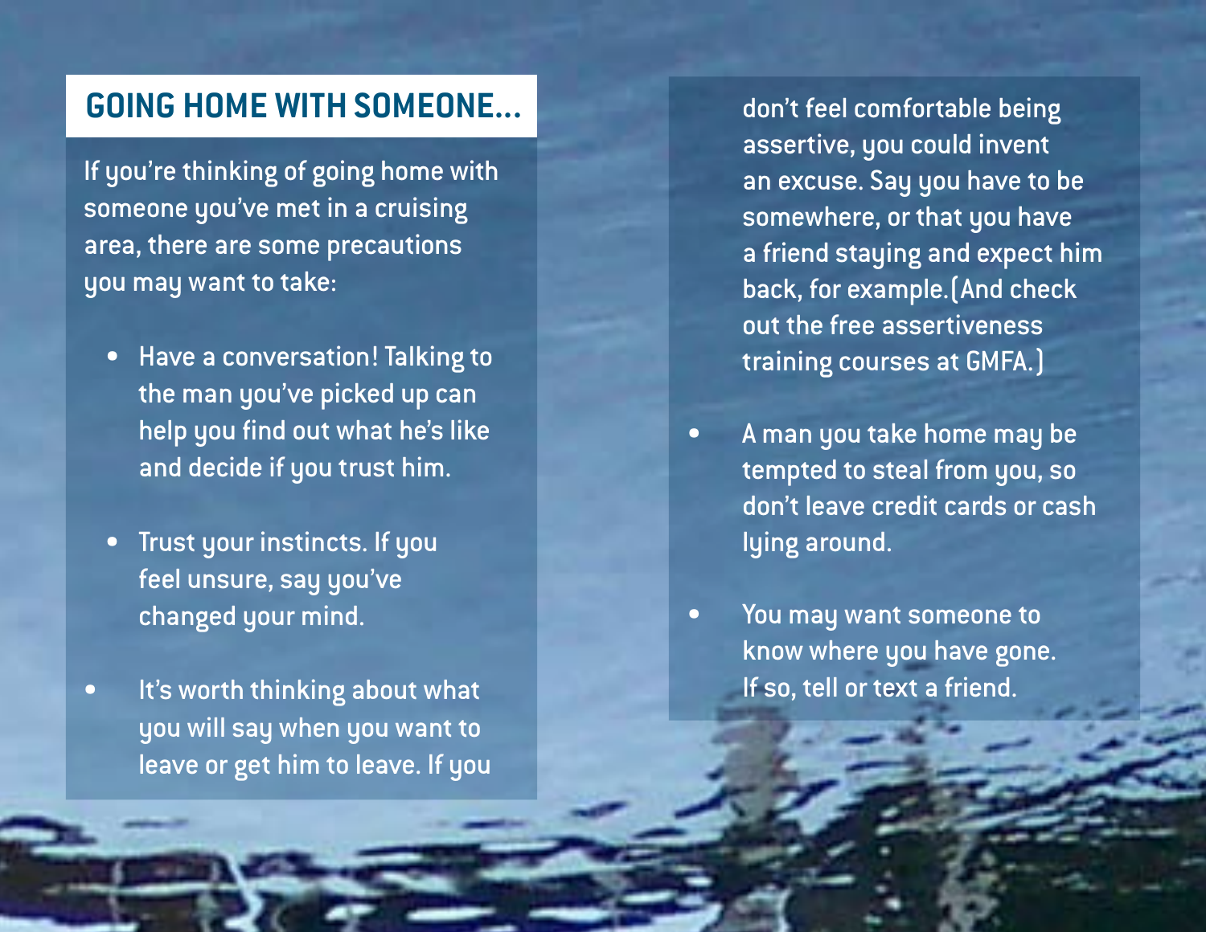## GOING HOME WITH SOMEONE...

If you're thinking of going home with someone you've met in a cruising area, there are some precautions you may want to take:

- Have a conversation! Talking to the man you've picked up can help you find out what he's like and decide if you trust him.
- Trust your instincts. If you feel unsure, say you've changed your mind.
- It's worth thinking about what you will say when you want to leave or get him to leave. If you don't feel comfortable being assertive, you could invent an excuse. Say you have to be somewhere, or that you have a friend staying and expect him back, for example.(And check out the free assertiveness training courses at GMFA.)
- A man you take home may be tempted to steal from you, so don't leave credit cards or cash lying around.
- You may want someone to know where you have gone. If so, tell or text a friend.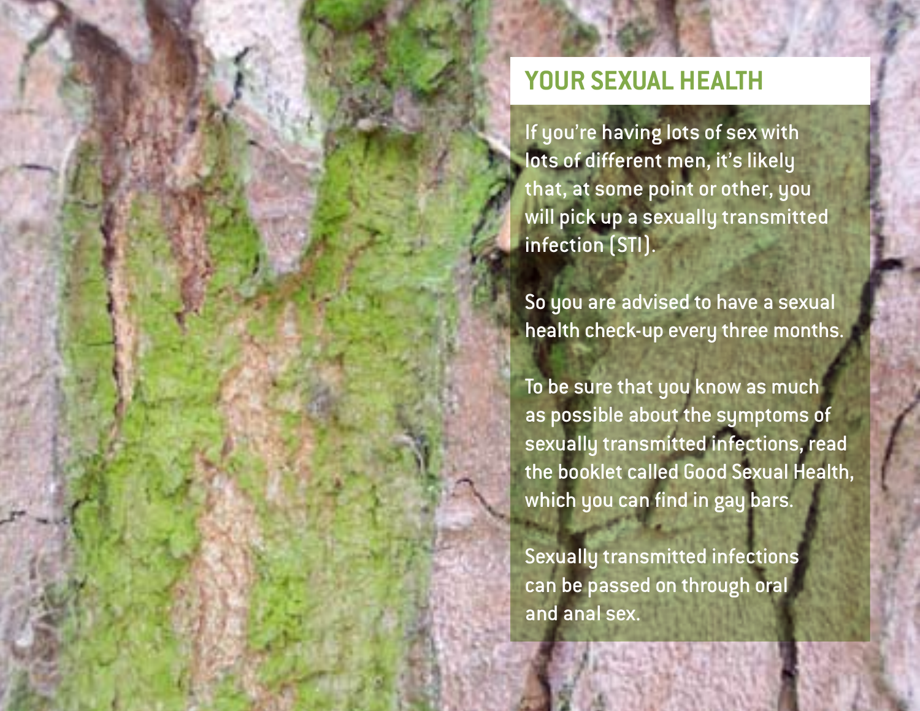## YOUR SEXUAL HEALTH

If you're having lots of sex with lots of different men, it's likely that, at some point or other, you will pick up a sexually transmitted infection (STI).

So you are advised to have a sexual health check-up every three months.

To be sure that you know as much as possible about the symptoms of sexually transmitted infections, read the booklet called Good Sexual Health, which you can find in gay bars.

Sexually transmitted infections can be passed on through oral and anal sex.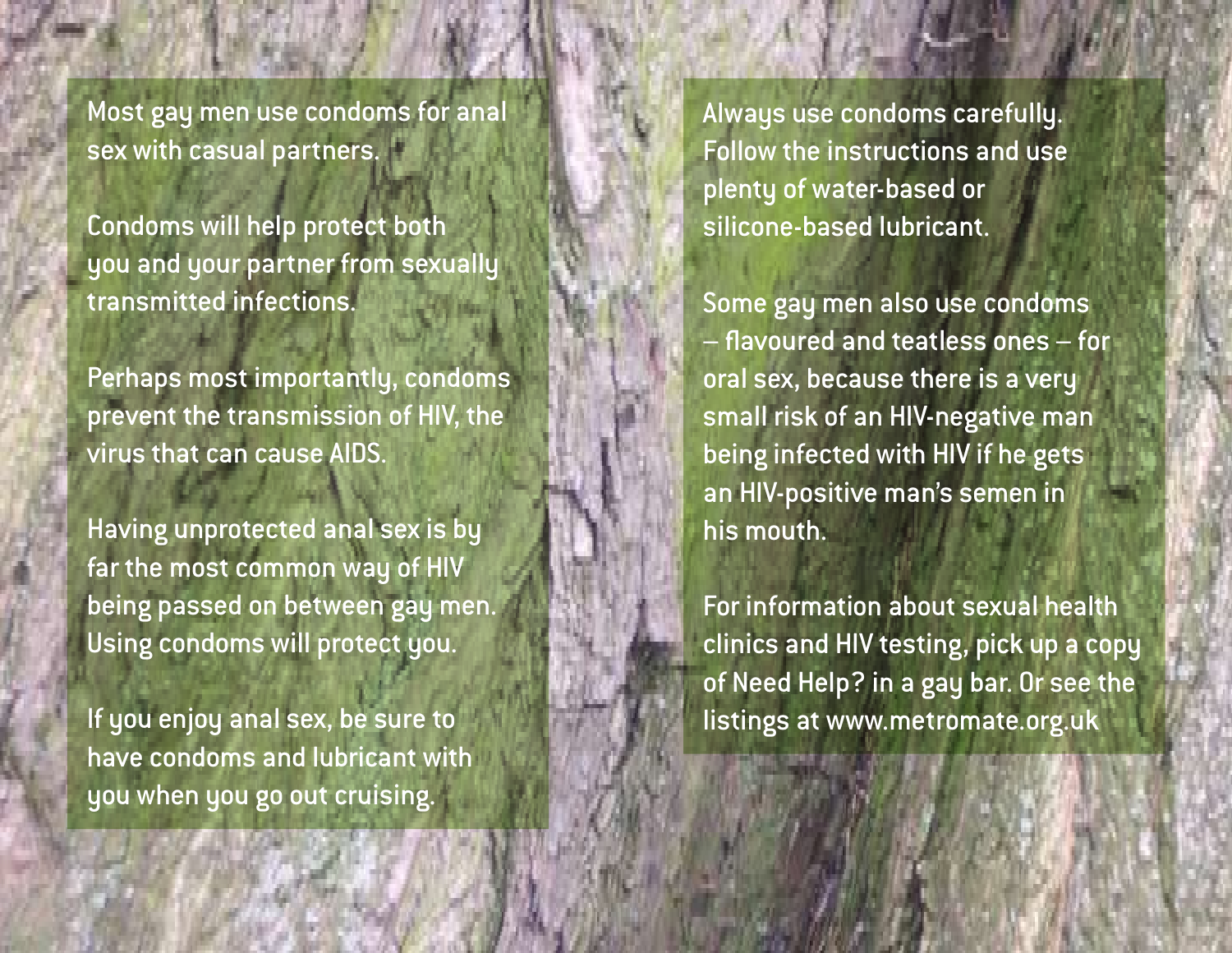Most gay men use condoms for anal sex with casual partners.

Condoms will help protect both you and your partner from sexually transmitted infections.

Perhaps most importantly, condoms prevent the transmission of HIV, the virus that can cause AIDS.

Having unprotected anal sex is by far the most common way of HIV being passed on between gay men. Using condoms will protect you.

If you enjoy anal sex, be sure to have condoms and lubricant with you when you go out cruising.

Always use condoms carefully. Follow the instructions and use plenty of water-based or silicone-based lubricant.

Some gay men also use condoms – flavoured and teatless ones – for oral sex, because there is a very small risk of an HIV-negative man being infected with HIV if he gets an HIV-positive man's semen in his mouth.

For information about sexual health clinics and HIV testing, pick up a copy of Need Help? in a gay bar. Or see the listings at www.metromate.org.uk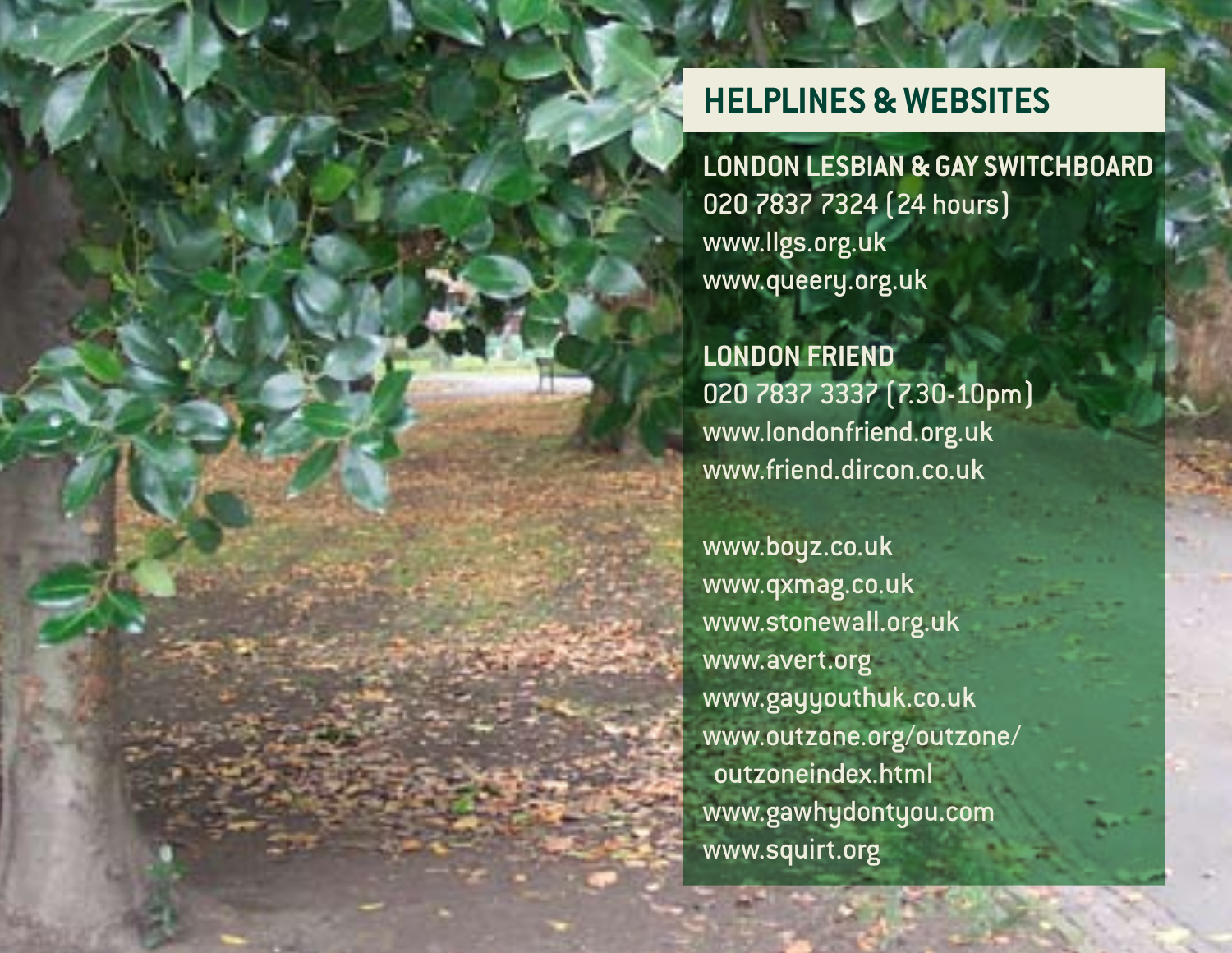## HELPLINES & WEBSITES

**LONDON LESBIAN & GAY SWITCHBOARD**
020 7837 7324 (24 hours)
www.llgs.org.uk
www.queery.org.uk

**LONDON FRIEND**
020 7837 3337 (7.30-10pm)
www.londonfriend.org.uk
www.friend.dircon.co.uk

www.boyz.co.uk
www.qxmag.co.uk
www.stonewall.org.uk
www.avert.org
www.gayyouthuk.co.uk
www.outzone.org/outzone/outzoneindex.html
www.gawhydontyou.com
www.squirt.org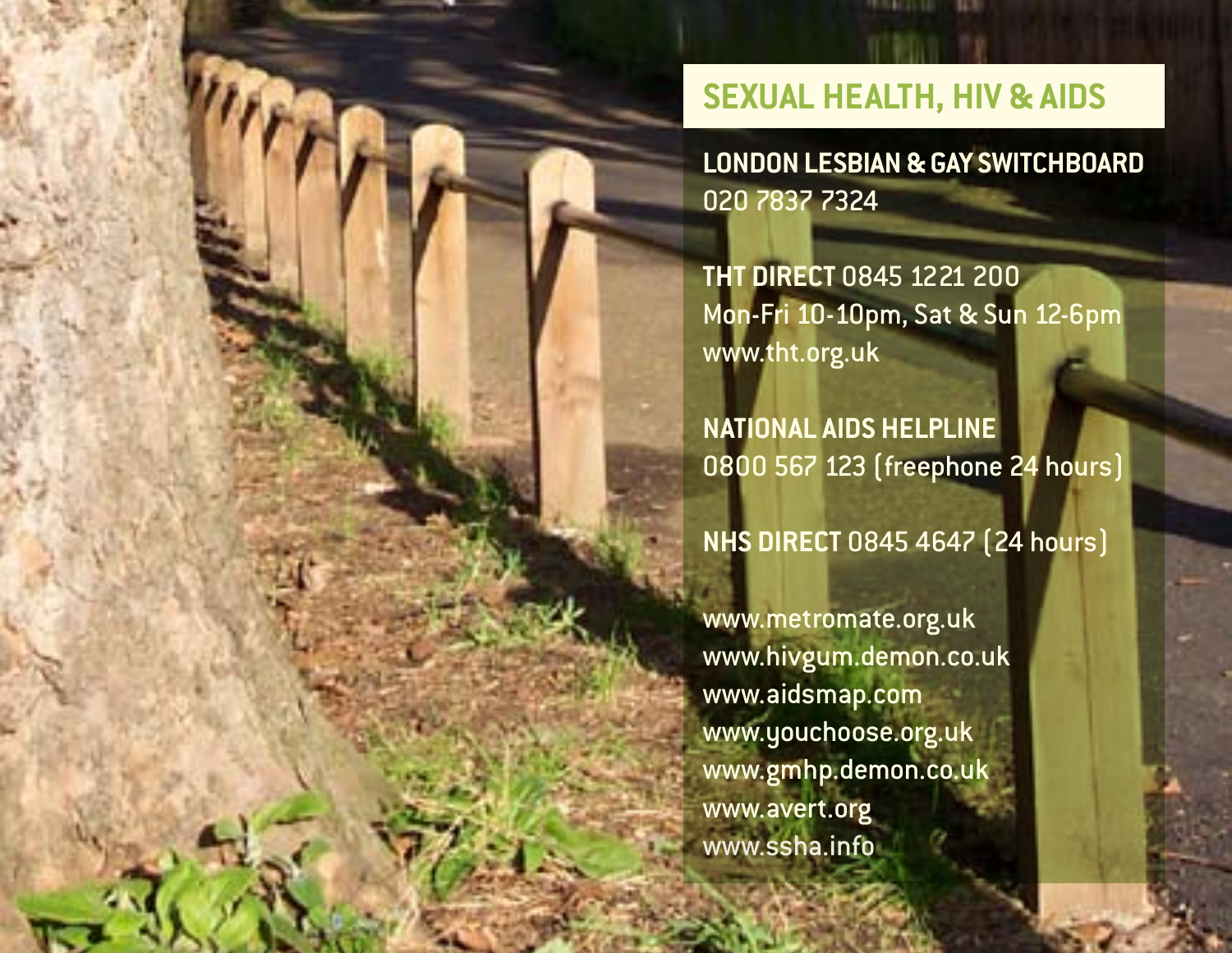## SEXUAL HEALTH, HIV & AIDS

**LONDON LESBIAN & GAY SWITCHBOARD**
020 7837 7324

**THT DIRECT** 0845 1221 200
Mon-Fri 10-10pm, Sat & Sun 12-6pm
www.tht.org.uk

**NATIONAL AIDS HELPLINE**
0800 567 123 (freephone 24 hours)

**NHS DIRECT** 0845 4647 (24 hours)

www.metromate.org.uk
www.hivgum.demon.co.uk
www.aidsmap.com
www.youchoose.org.uk
www.gmhp.demon.co.uk
www.avert.org
www.ssha.info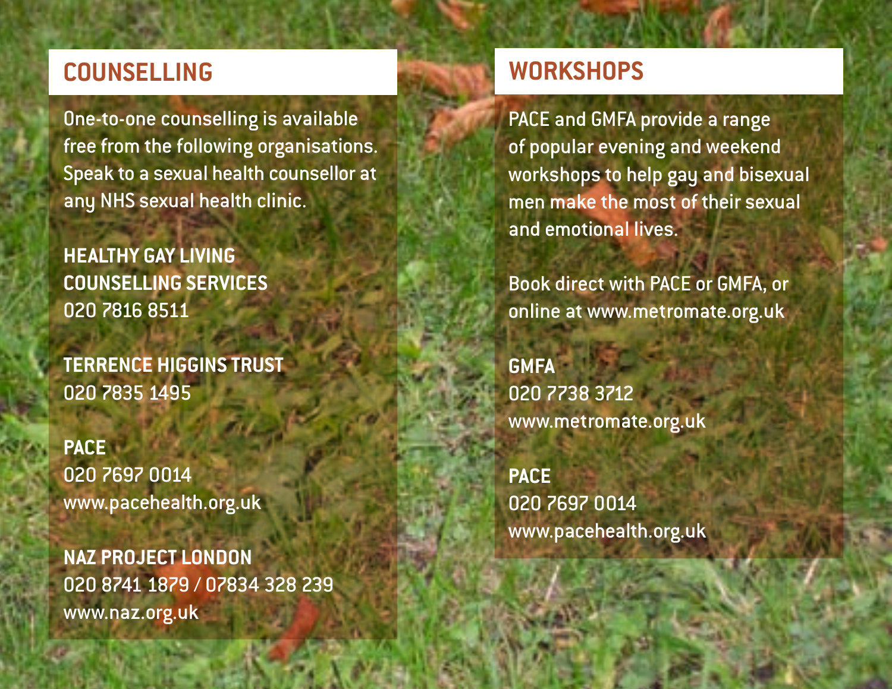## COUNSELLING

One-to-one counselling is available free from the following organisations. Speak to a sexual health counsellor at any NHS sexual health clinic.

**HEALTHY GAY LIVING COUNSELLING SERVICES**
020 7816 8511

**TERRENCE HIGGINS TRUST**
020 7835 1495

**PACE**
020 7697 0014
www.pacehealth.org.uk

**NAZ PROJECT LONDON**
020 8741 1879 / 07834 328 239
www.naz.org.uk

## WORKSHOPS

PACE and GMFA provide a range of popular evening and weekend workshops to help gay and bisexual men make the most of their sexual and emotional lives.

Book direct with PACE or GMFA, or online at www.metromate.org.uk

**GMFA**
020 7738 3712
www.metromate.org.uk

**PACE**
020 7697 0014
www.pacehealth.org.uk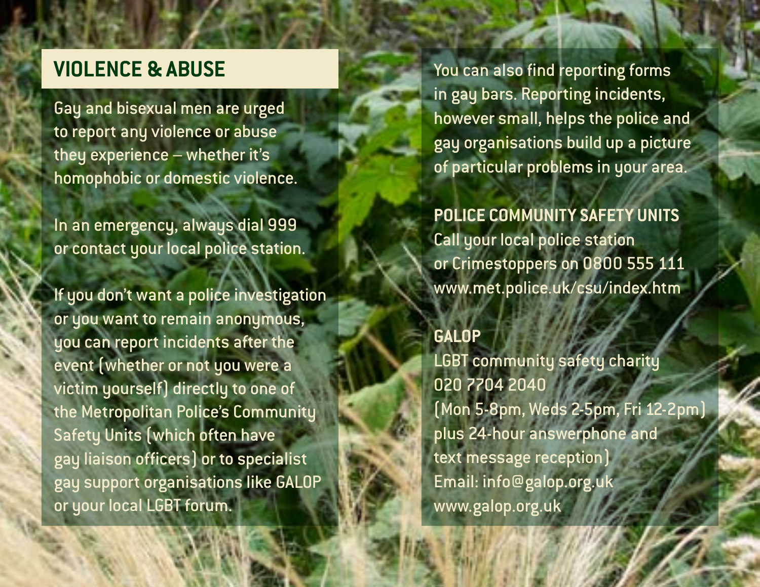## VIOLENCE & ABUSE

Gay and bisexual men are urged to report any violence or abuse they experience – whether it's homophobic or domestic violence.

In an emergency, always dial 999 or contact your local police station.

If you don't want a police investigation or you want to remain anonymous, you can report incidents after the event (whether or not you were a victim yourself) directly to one of the Metropolitan Police's Community Safety Units (which often have gay liaison officers) or to specialist gay support organisations like GALOP or your local LGBT forum.

You can also find reporting forms in gay bars. Reporting incidents, however small, helps the police and gay organisations build up a picture of particular problems in your area.

**POLICE COMMUNITY SAFETY UNITS**
Call your local police station or Crimestoppers on 0800 555 111
www.met.police.uk/csu/index.htm

**GALOP**
LGBT community safety charity
020 7704 2040
(Mon 5-8pm, Weds 2-5pm, Fri 12-2pm)
plus 24-hour answerphone and text message reception)
Email: info@galop.org.uk
www.galop.org.uk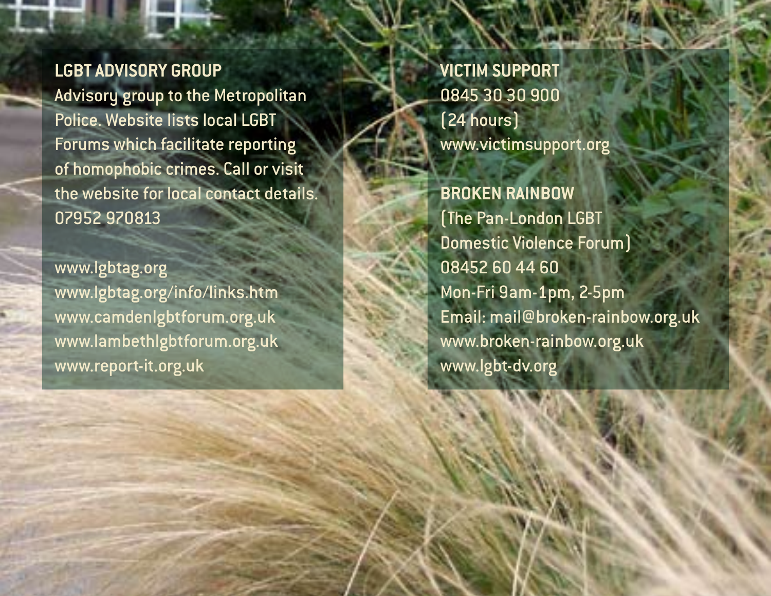## LGBT ADVISORY GROUP

Advisory group to the Metropolitan Police. Website lists local LGBT Forums which facilitate reporting of homophobic crimes. Call or visit the website for local contact details.
07952 970813

www.lgbtag.org
www.lgbtag.org/info/links.htm
www.camdenlgbtforum.org.uk
www.lambethlgbtforum.org.uk
www.report-it.org.uk

## VICTIM SUPPORT

0845 30 30 900
(24 hours)
www.victimsupport.org

## BROKEN RAINBOW

(The Pan-London LGBT Domestic Violence Forum)
08452 60 44 60
Mon-Fri 9am-1pm, 2-5pm
Email: mail@broken-rainbow.org.uk
www.broken-rainbow.org.uk
www.lgbt-dv.org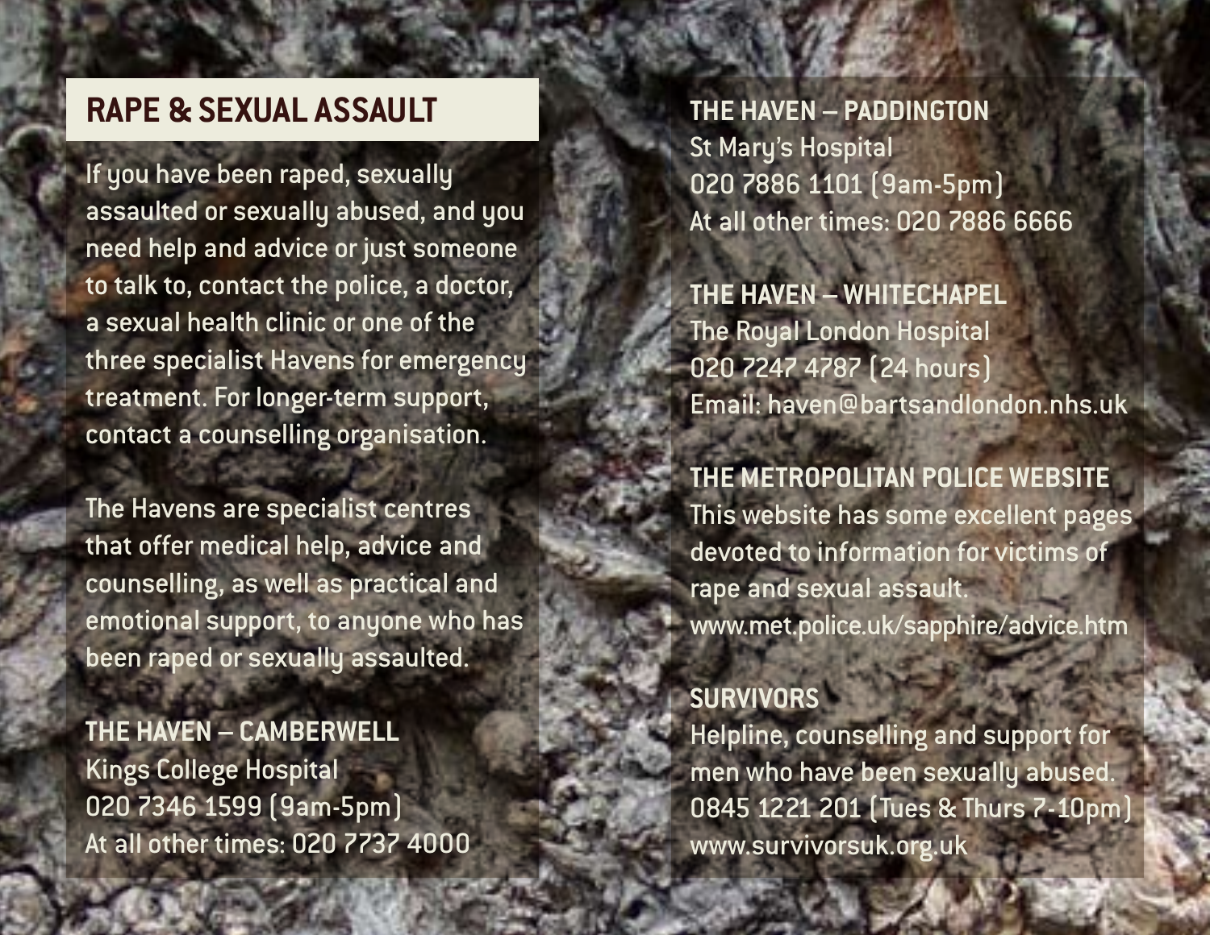## RAPE & SEXUAL ASSAULT

If you have been raped, sexually assaulted or sexually abused, and you need help and advice or just someone to talk to, contact the police, a doctor, a sexual health clinic or one of the three specialist Havens for emergency treatment. For longer-term support, contact a counselling organisation.

The Havens are specialist centres that offer medical help, advice and counselling, as well as practical and emotional support, to anyone who has been raped or sexually assaulted.

**THE HAVEN – CAMBERWELL**
Kings College Hospital
020 7346 1599 (9am-5pm)
At all other times: 020 7737 4000

**THE HAVEN – PADDINGTON**
St Mary's Hospital
020 7886 1101 (9am-5pm)
At all other times: 020 7886 6666

**THE HAVEN – WHITECHAPEL**
The Royal London Hospital
020 7247 4787 (24 hours)
Email: haven@bartsandlondon.nhs.uk

**THE METROPOLITAN POLICE WEBSITE**
This website has some excellent pages devoted to information for victims of rape and sexual assault.
www.met.police.uk/sapphire/advice.htm

**SURVIVORS**
Helpline, counselling and support for men who have been sexually abused.
0845 1221 201 (Tues & Thurs 7-10pm)
www.survivorsuk.org.uk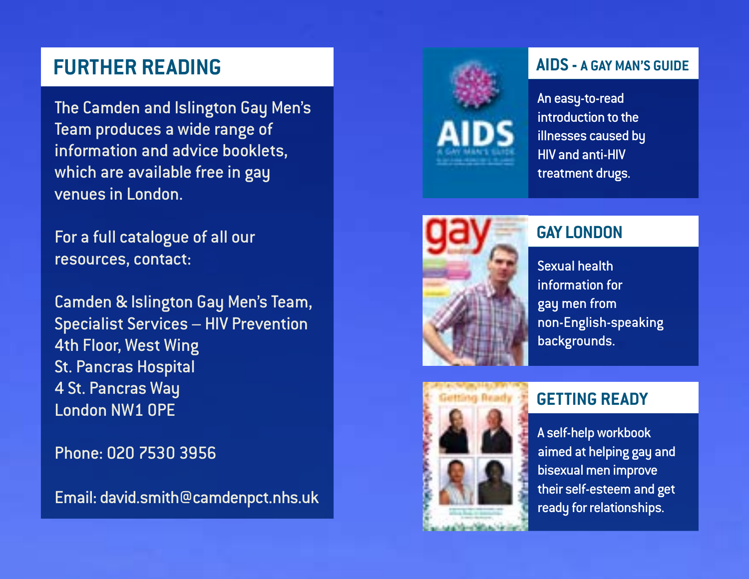## FURTHER READING

The Camden and Islington Gay Men's Team produces a wide range of information and advice booklets, which are available free in gay venues in London.

For a full catalogue of all our resources, contact:

Camden & Islington Gay Men's Team,
Specialist Services – HIV Prevention
4th Floor, West Wing
St. Pancras Hospital
4 St. Pancras Way
London NW1 0PE

Phone: 020 7530 3956

Email: david.smith@camdenpct.nhs.uk

### AIDS - A GAY MAN'S GUIDE

An easy-to-read introduction to the illnesses caused by HIV and anti-HIV treatment drugs.

### GAY LONDON

Sexual health information for gay men from non-English-speaking backgrounds.

### GETTING READY

A self-help workbook aimed at helping gay and bisexual men improve their self-esteem and get ready for relationships.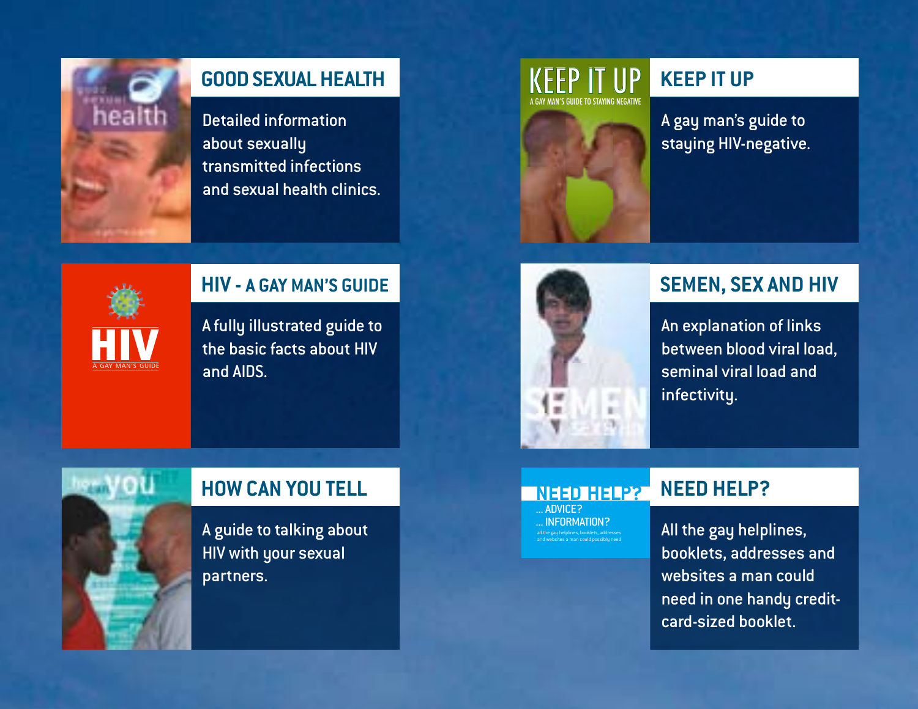## GOOD SEXUAL HEALTH

Detailed information about sexually transmitted infections and sexual health clinics.

## KEEP IT UP

A gay man's guide to staying HIV-negative.

## HIV - A GAY MAN'S GUIDE

A fully illustrated guide to the basic facts about HIV and AIDS.

## SEMEN, SEX AND HIV

An explanation of links between blood viral load, seminal viral load and infectivity.

## HOW CAN YOU TELL

A guide to talking about HIV with your sexual partners.

## NEED HELP?

All the gay helplines, booklets, addresses and websites a man could need in one handy credit-card-sized booklet.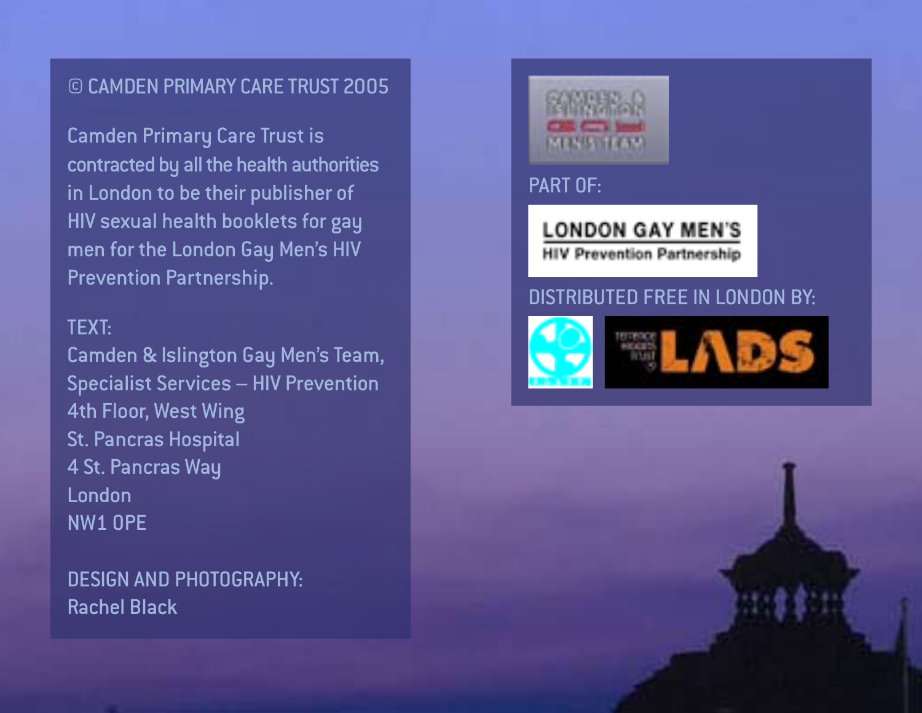© CAMDEN PRIMARY CARE TRUST 2005

Camden Primary Care Trust is contracted by all the health authorities in London to be their publisher of HIV sexual health booklets for gay men for the London Gay Men's HIV Prevention Partnership.

TEXT:
Camden & Islington Gay Men's Team,
Specialist Services – HIV Prevention
4th Floor, West Wing
St. Pancras Hospital
4 St. Pancras Way
London
NW1 OPE

DESIGN AND PHOTOGRAPHY:
Rachel Black

CAMDEN & ISLINGTON GAY MEN'S TEAM

PART OF:

LONDON GAY MEN'S
HIV Prevention Partnership

DISTRIBUTED FREE IN LONDON BY:

LADS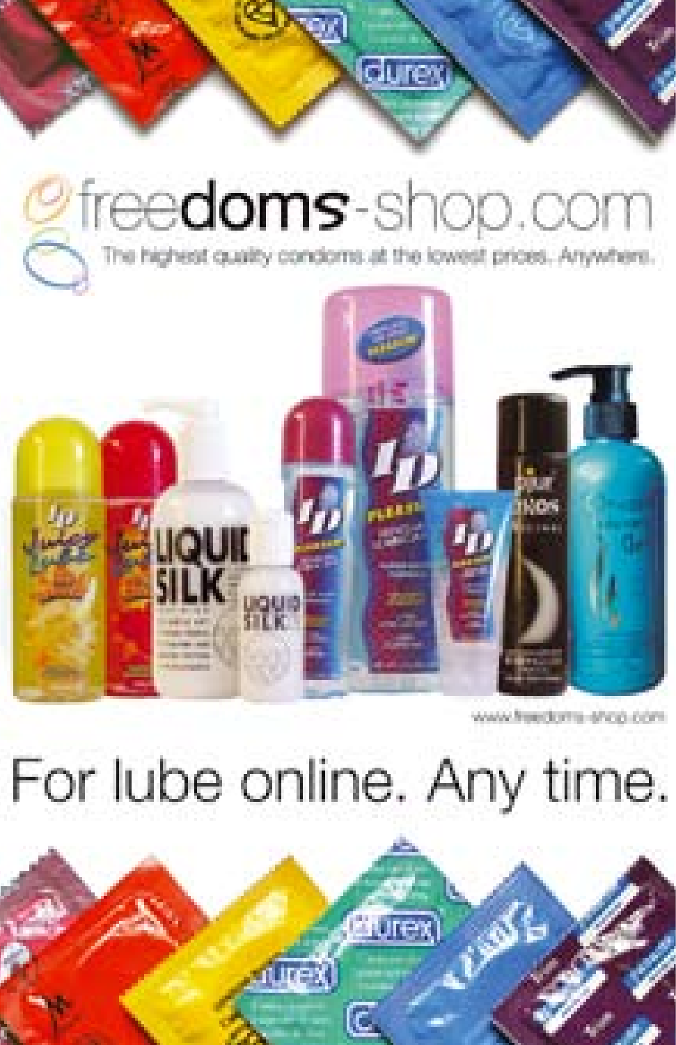freedoms-shop.com

The highest quality condoms at the lowest prices. Anywhere.

www.freedoms-shop.com

For lube online. Any time.